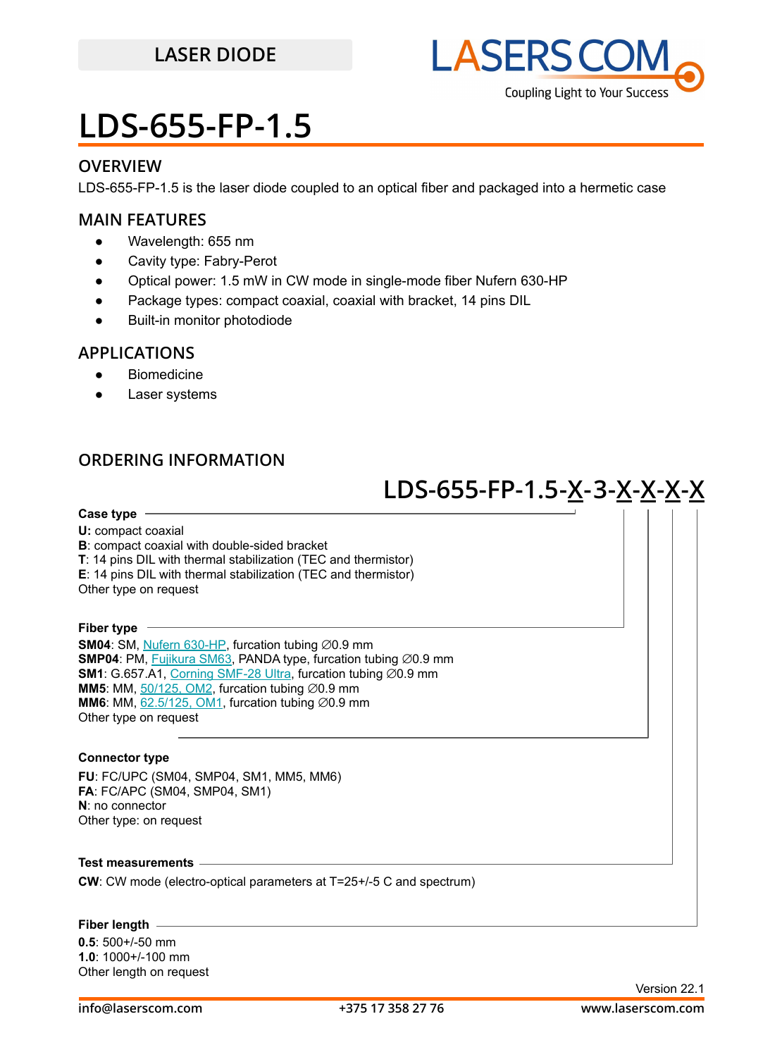LASER DIODE

# LDS-655-FP-1.5

## OVERVIEW

LDS-655-FP-1.5 is the laser diode coupled to an optical fiber and packaged into a hermetic case

## MAIN FEATURES

- Wavelength: 655 nm
- Cavity type: Fabry-Perot
- Optical power: 1.5 mW in CW mode in single-mode fiber Nufern 630-HP
- Package types: compact coaxial, coaxial with bracket, 14 pins DIL
- Built-in monitor photodiode

## APPLICATIONS

- Biomedicine
- Laser systems

## ORDERING INFORMATION

**LDS-655-FP-1.5-X-3-X-X-X-X**

**Case type**

**U:** compact coaxial
**B**: compact coaxial with double-sided bracket
**T**: 14 pins DIL with thermal stabilization (TEC and thermistor)
**E**: 14 pins DIL with thermal stabilization (TEC and thermistor)
Other type on request

**Fiber type**

**SM04**: SM, Nufern 630-HP, furcation tubing ∅0.9 mm
**SMP04**: PM, Fujikura SM63, PANDA type, furcation tubing ∅0.9 mm
**SM1**: G.657.A1, Corning SMF-28 Ultra, furcation tubing ∅0.9 mm
**MM5**: MM, 50/125, OM2, furcation tubing ∅0.9 mm
**MM6**: MM, 62.5/125, OM1, furcation tubing ∅0.9 mm
Other type on request

**Connector type**

**FU**: FC/UPC (SM04, SMP04, SM1, MM5, MM6)
**FA**: FC/APC (SM04, SMP04, SM1)
**N**: no connector
Other type: on request

**Test measurements**

**CW**: CW mode (electro-optical parameters at T=25+/-5 C and spectrum)

**Fiber length**

**0.5**: 500+/-50 mm
**1.0**: 1000+/-100 mm
Other length on request

Version 22.1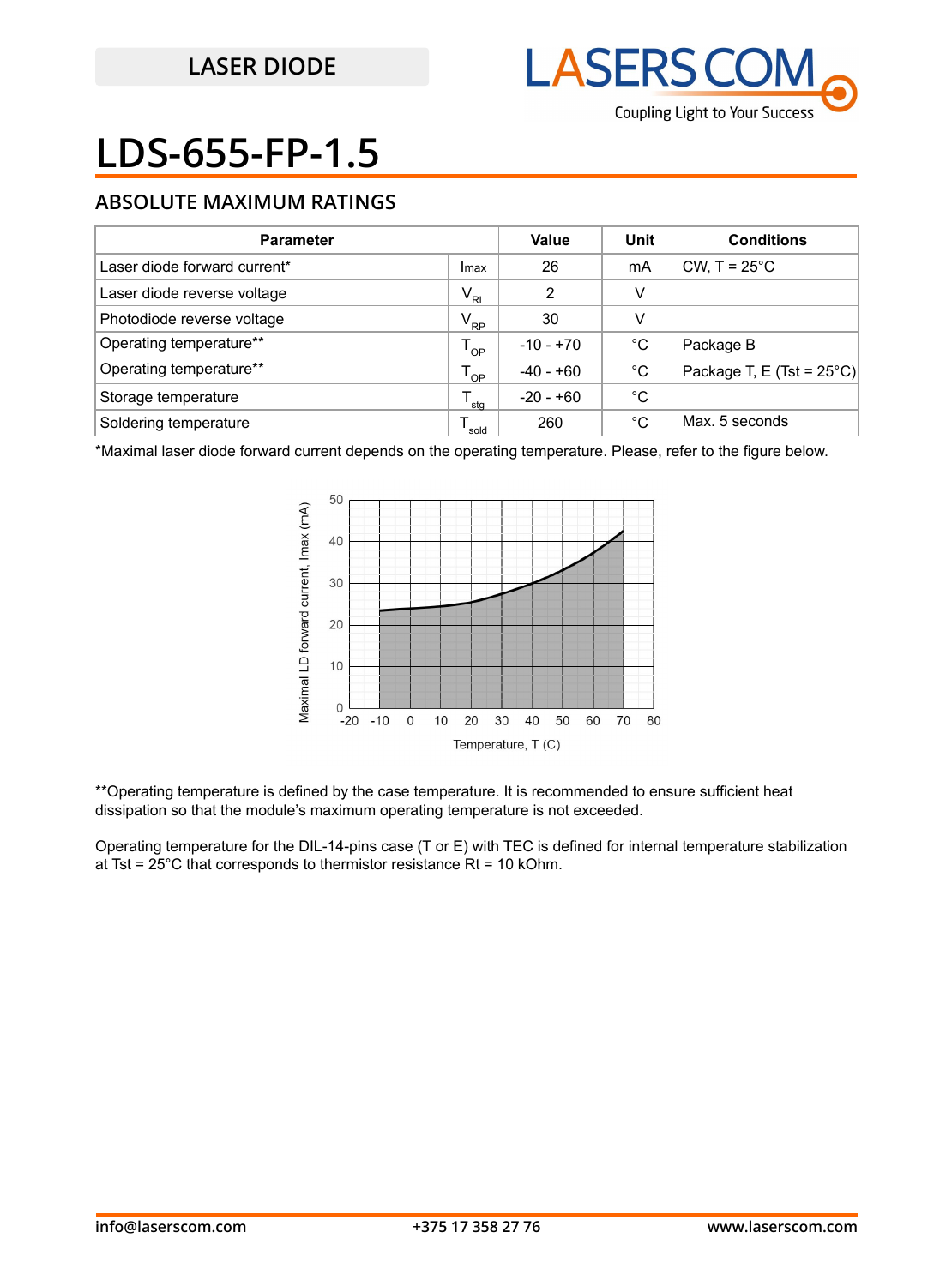LASER DIODE

# LDS-655-FP-1.5

## ABSOLUTE MAXIMUM RATINGS

| Parameter | | Value | Unit | Conditions |
|---|---|---|---|---|
| Laser diode forward current* | Imax | 26 | mA | CW, T = 25°C |
| Laser diode reverse voltage | $V_{RL}$ | 2 | V | |
| Photodiode reverse voltage | $V_{RP}$ | 30 | V | |
| Operating temperature** | $T_{OP}$ | -10 - +70 | °C | Package B |
| Operating temperature** | $T_{OP}$ | -40 - +60 | °C | Package T, E (Tst = 25°C) |
| Storage temperature | $T_{stg}$ | -20 - +60 | °C | |
| Soldering temperature | $T_{sold}$ | 260 | °C | Max. 5 seconds |

*Maximal laser diode forward current depends on the operating temperature. Please, refer to the figure below.

**Operating temperature is defined by the case temperature. It is recommended to ensure sufficient heat dissipation so that the module's maximum operating temperature is not exceeded.

Operating temperature for the DIL-14-pins case (T or E) with TEC is defined for internal temperature stabilization at Tst = 25°C that corresponds to thermistor resistance Rt = 10 kOhm.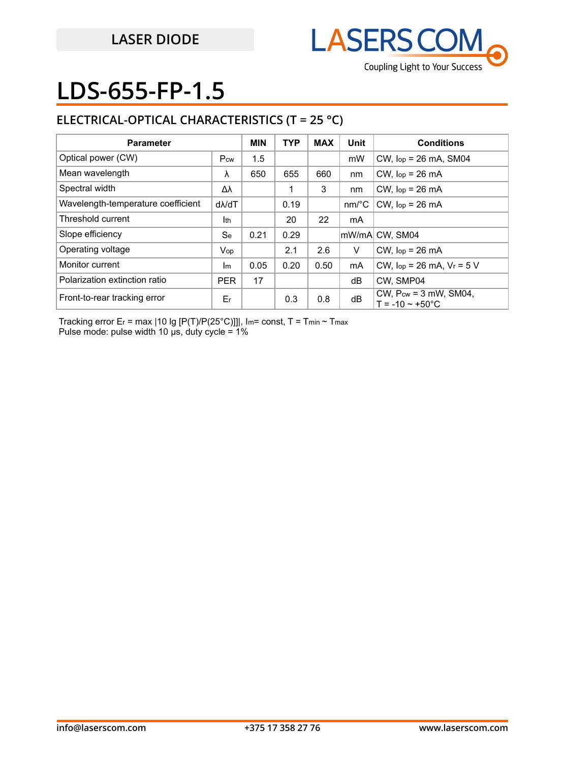LASER DIODE

# LDS-655-FP-1.5

## ELECTRICAL-OPTICAL CHARACTERISTICS (T = 25 °C)

| Parameter | | MIN | TYP | MAX | Unit | Conditions |
|---|---|---|---|---|---|---|
| Optical power (CW) | $P_{cw}$ | 1.5 | | | mW | CW, $I_{op}$ = 26 mA, SM04 |
| Mean wavelength | λ | 650 | 655 | 660 | nm | CW, $I_{op}$ = 26 mA |
| Spectral width | Δλ | | 1 | 3 | nm | CW, $I_{op}$ = 26 mA |
| Wavelength-temperature coefficient | dλ/dT | | 0.19 | | nm/°C | CW, $I_{op}$ = 26 mA |
| Threshold current | $I_{th}$ | | 20 | 22 | mA | |
| Slope efficiency | $S_e$ | 0.21 | 0.29 | | mW/mA | CW, SM04 |
| Operating voltage | $V_{op}$ | | 2.1 | 2.6 | V | CW, $I_{op}$ = 26 mA |
| Monitor current | $I_m$ | 0.05 | 0.20 | 0.50 | mA | CW, $I_{op}$ = 26 mA, $V_r$ = 5 V |
| Polarization extinction ratio | PER | 17 | | | dB | CW, SMP04 |
| Front-to-rear tracking error | $E_r$ | | 0.3 | 0.8 | dB | CW, $P_{cw}$ = 3 mW, SM04, T = -10 ~ +50°C |

Tracking error $E_r$ = max |10 lg [P(T)/P(25°C)]]|, $I_m$= const, T = $T_{min}$ ~ $T_{max}$
Pulse mode: pulse width 10 µs, duty cycle = 1%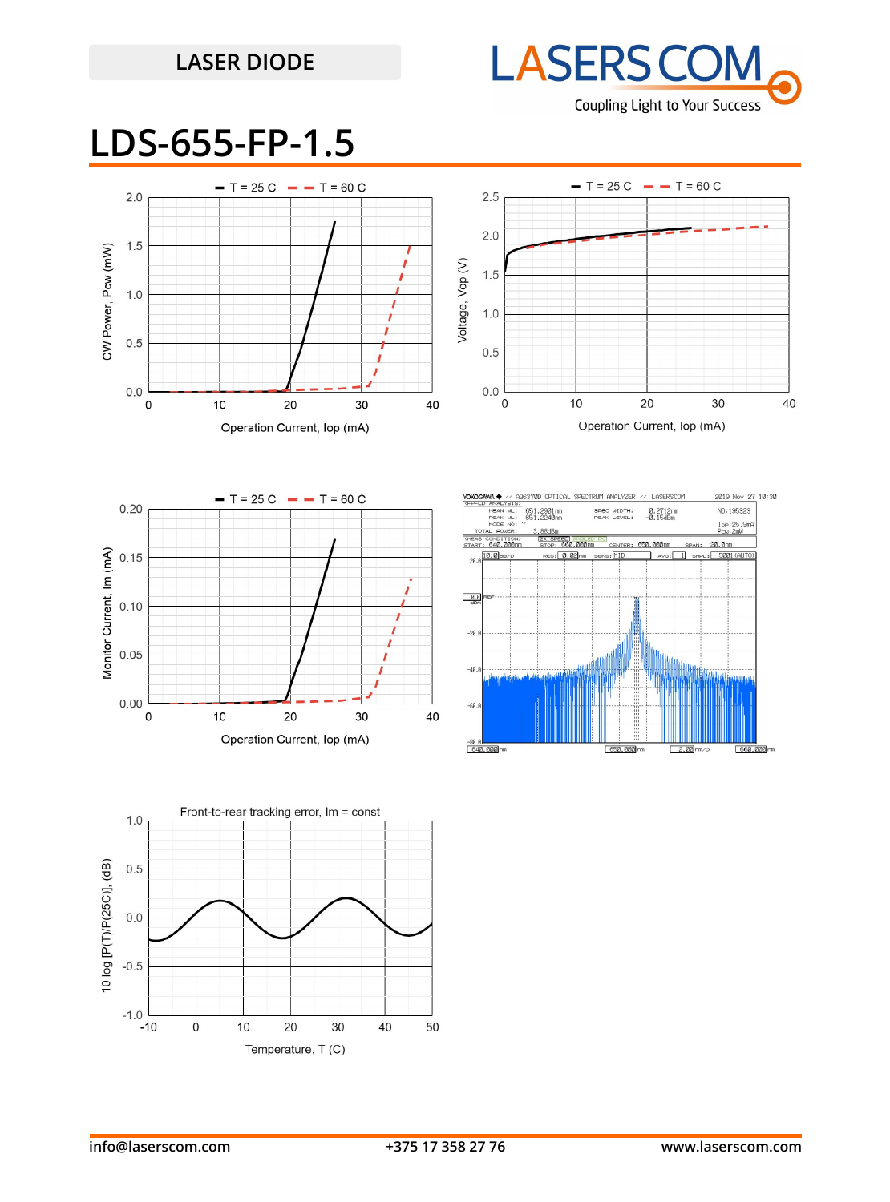LASER DIODE

# LDS-655-FP-1.5

T = 25 C    T = 60 C

CW Power, Pcw (mW)

Operation Current, Iop (mA)

T = 25 C    T = 60 C

Voltage, Vop (V)

Operation Current, Iop (mA)

T = 25 C    T = 60 C

Monitor Current, Im (mA)

Operation Current, Iop (mA)

Front-to-rear tracking error, Im = const

10 log [P(T)/P(25C)], (dB)

Temperature, T (C)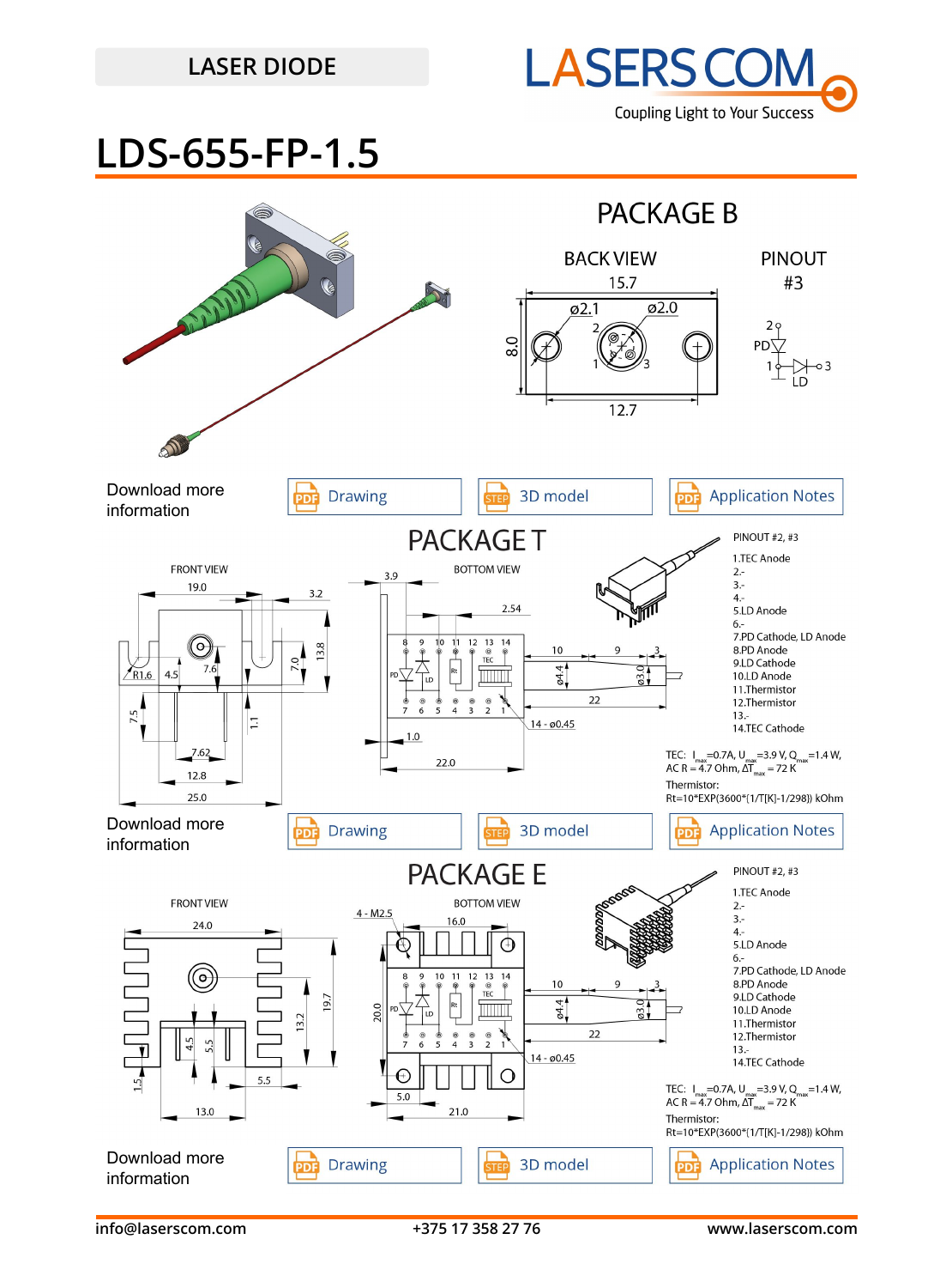LASER DIODE

# LDS-655-FP-1.5

## PACKAGE B

BACK VIEW

PINOUT #3

Download more information

Drawing | 3D model | Application Notes

## PACKAGE T

PINOUT #2, #3

1. TEC Anode
2. -
3. -
4. -
5. LD Anode
6. -
7. PD Cathode, LD Anode
8. PD Anode
9. LD Cathode
10. LD Anode
11. Thermistor
12. Thermistor
13. -
14. TEC Cathode

TEC: $I_{max}$=0.7A, $U_{max}$=3.9 V, $Q_{max}$=1.4 W, AC R = 4.7 Ohm, $\Delta T_{max}$ = 72 K

Thermistor: Rt=10\*EXP(3600\*(1/T[K]-1/298)) kOhm

Download more information

Drawing | 3D model | Application Notes

## PACKAGE E

PINOUT #2, #3

1. TEC Anode
2. -
3. -
4. -
5. LD Anode
6. -
7. PD Cathode, LD Anode
8. PD Anode
9. LD Cathode
10. LD Anode
11. Thermistor
12. Thermistor
13. -
14. TEC Cathode

TEC: $I_{max}$=0.7A, $U_{max}$=3.9 V, $Q_{max}$=1.4 W, AC R = 4.7 Ohm, $\Delta T_{max}$ = 72 K

Thermistor: Rt=10\*EXP(3600\*(1/T[K]-1/298)) kOhm

Download more information

Drawing | 3D model | Application Notes

info@laserscom.com | +375 17 358 27 76 | www.laserscom.com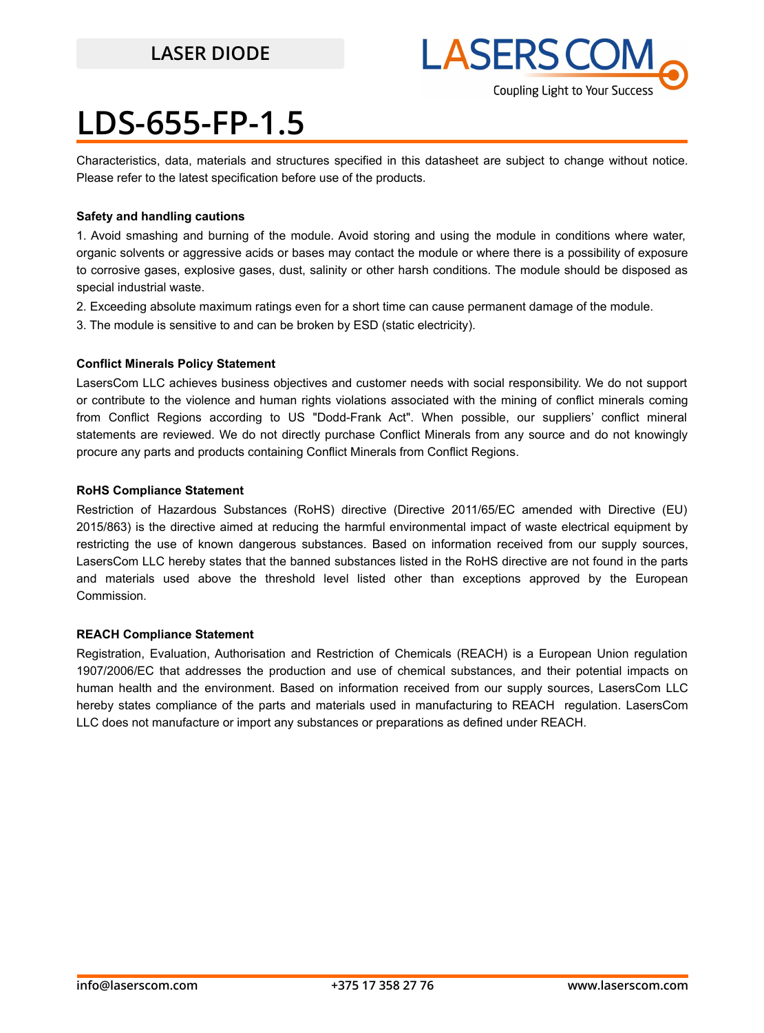LASER DIODE

# LDS-655-FP-1.5

Characteristics, data, materials and structures specified in this datasheet are subject to change without notice. Please refer to the latest specification before use of the products.

**Safety and handling cautions**

1. Avoid smashing and burning of the module. Avoid storing and using the module in conditions where water, organic solvents or aggressive acids or bases may contact the module or where there is a possibility of exposure to corrosive gases, explosive gases, dust, salinity or other harsh conditions. The module should be disposed as special industrial waste.
2. Exceeding absolute maximum ratings even for a short time can cause permanent damage of the module.
3. The module is sensitive to and can be broken by ESD (static electricity).

**Conflict Minerals Policy Statement**

LasersCom LLC achieves business objectives and customer needs with social responsibility. We do not support or contribute to the violence and human rights violations associated with the mining of conflict minerals coming from Conflict Regions according to US "Dodd-Frank Act". When possible, our suppliers' conflict mineral statements are reviewed. We do not directly purchase Conflict Minerals from any source and do not knowingly procure any parts and products containing Conflict Minerals from Conflict Regions.

**RoHS Compliance Statement**

Restriction of Hazardous Substances (RoHS) directive (Directive 2011/65/EC amended with Directive (EU) 2015/863) is the directive aimed at reducing the harmful environmental impact of waste electrical equipment by restricting the use of known dangerous substances. Based on information received from our supply sources, LasersCom LLC hereby states that the banned substances listed in the RoHS directive are not found in the parts and materials used above the threshold level listed other than exceptions approved by the European Commission.

**REACH Compliance Statement**

Registration, Evaluation, Authorisation and Restriction of Chemicals (REACH) is a European Union regulation 1907/2006/EC that addresses the production and use of chemical substances, and their potential impacts on human health and the environment. Based on information received from our supply sources, LasersCom LLC hereby states compliance of the parts and materials used in manufacturing to REACH regulation. LasersCom LLC does not manufacture or import any substances or preparations as defined under REACH.